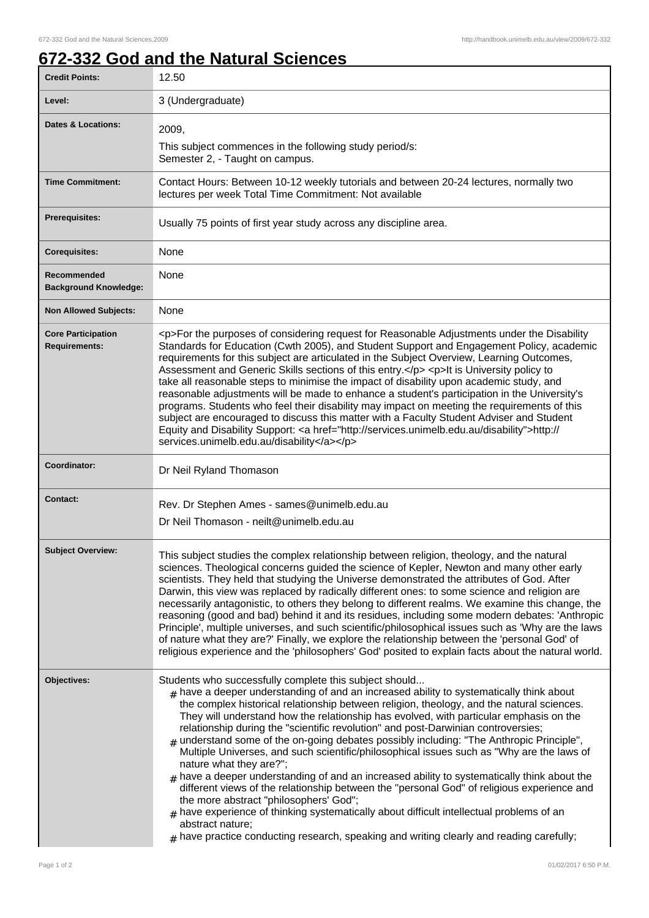# 672-332 God and the Natural Sciences

| | |
|---|---|
| **Credit Points:** | 12.50 |
| **Level:** | 3 (Undergraduate) |
| **Dates & Locations:** | 2009,<br>This subject commences in the following study period/s:<br>Semester 2, - Taught on campus. |
| **Time Commitment:** | Contact Hours: Between 10-12 weekly tutorials and between 20-24 lectures, normally two lectures per week Total Time Commitment: Not available |
| **Prerequisites:** | Usually 75 points of first year study across any discipline area. |
| **Corequisites:** | None |
| **Recommended Background Knowledge:** | None |
| **Non Allowed Subjects:** | None |
| **Core Participation Requirements:** | <p>For the purposes of considering request for Reasonable Adjustments under the Disability Standards for Education (Cwth 2005), and Student Support and Engagement Policy, academic requirements for this subject are articulated in the Subject Overview, Learning Outcomes, Assessment and Generic Skills sections of this entry.</p> <p>It is University policy to take all reasonable steps to minimise the impact of disability upon academic study, and reasonable adjustments will be made to enhance a student's participation in the University's programs. Students who feel their disability may impact on meeting the requirements of this subject are encouraged to discuss this matter with a Faculty Student Adviser and Student Equity and Disability Support: <a href="http://services.unimelb.edu.au/disability">http://services.unimelb.edu.au/disability</a></p> |
| **Coordinator:** | Dr Neil Ryland Thomason |
| **Contact:** | Rev. Dr Stephen Ames - sames@unimelb.edu.au<br>Dr Neil Thomason - neilt@unimelb.edu.au |
| **Subject Overview:** | This subject studies the complex relationship between religion, theology, and the natural sciences. Theological concerns guided the science of Kepler, Newton and many other early scientists. They held that studying the Universe demonstrated the attributes of God. After Darwin, this view was replaced by radically different ones: to some science and religion are necessarily antagonistic, to others they belong to different realms. We examine this change, the reasoning (good and bad) behind it and its residues, including some modern debates: 'Anthropic Principle', multiple universes, and such scientific/philosophical issues such as 'Why are the laws of nature what they are?' Finally, we explore the relationship between the 'personal God' of religious experience and the 'philosophers' God' posited to explain facts about the natural world. |
| **Objectives:** | Students who successfully complete this subject should...<br># have a deeper understanding of and an increased ability to systematically think about the complex historical relationship between religion, theology, and the natural sciences. They will understand how the relationship has evolved, with particular emphasis on the relationship during the "scientific revolution" and post-Darwinian controversies;<br># understand some of the on-going debates possibly including: "The Anthropic Principle", Multiple Universes, and such scientific/philosophical issues such as "Why are the laws of nature what they are?";<br># have a deeper understanding of and an increased ability to systematically think about the different views of the relationship between the "personal God" of religious experience and the more abstract "philosophers' God";<br># have experience of thinking systematically about difficult intellectual problems of an abstract nature;<br># have practice conducting research, speaking and writing clearly and reading carefully; |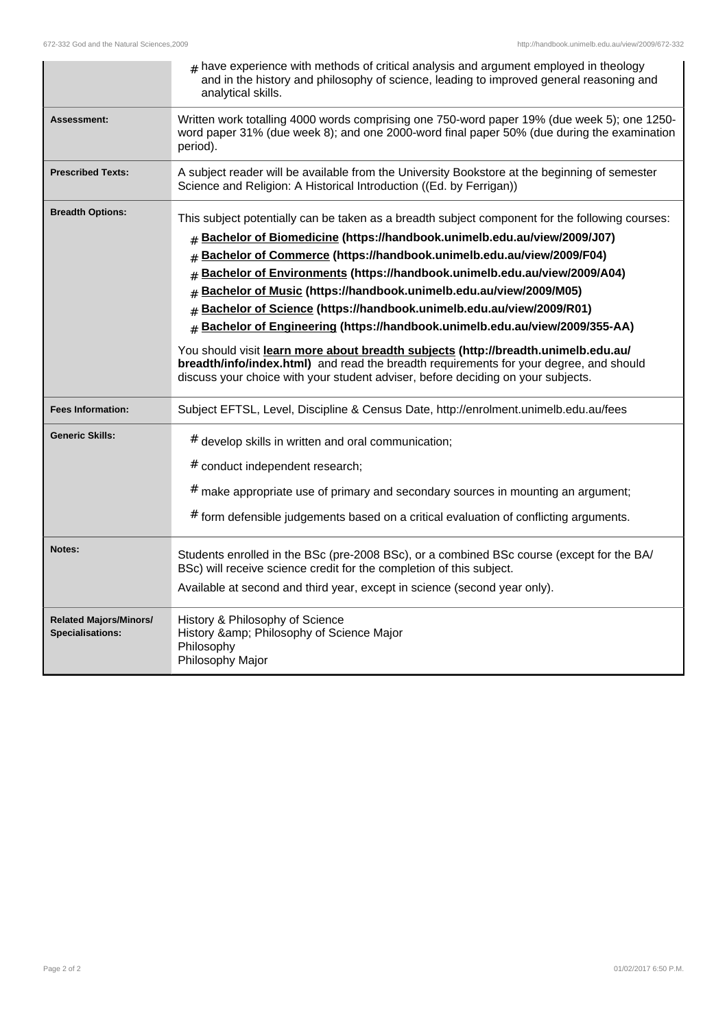| | |
|---|---|
| | # have experience with methods of critical analysis and argument employed in theology and in the history and philosophy of science, leading to improved general reasoning and analytical skills. |
| **Assessment:** | Written work totalling 4000 words comprising one 750-word paper 19% (due week 5); one 1250-word paper 31% (due week 8); and one 2000-word final paper 50% (due during the examination period). |
| **Prescribed Texts:** | A subject reader will be available from the University Bookstore at the beginning of semester Science and Religion: A Historical Introduction ((Ed. by Ferrigan)) |
| **Breadth Options:** | This subject potentially can be taken as a breadth subject component for the following courses:<br># **Bachelor of Biomedicine (https://handbook.unimelb.edu.au/view/2009/J07)**<br># **Bachelor of Commerce (https://handbook.unimelb.edu.au/view/2009/F04)**<br># **Bachelor of Environments (https://handbook.unimelb.edu.au/view/2009/A04)**<br># **Bachelor of Music (https://handbook.unimelb.edu.au/view/2009/M05)**<br># **Bachelor of Science (https://handbook.unimelb.edu.au/view/2009/R01)**<br># **Bachelor of Engineering (https://handbook.unimelb.edu.au/view/2009/355-AA)**<br>You should visit **learn more about breadth subjects (http://breadth.unimelb.edu.au/breadth/info/index.html)** and read the breadth requirements for your degree, and should discuss your choice with your student adviser, before deciding on your subjects. |
| **Fees Information:** | Subject EFTSL, Level, Discipline & Census Date, http://enrolment.unimelb.edu.au/fees |
| **Generic Skills:** | # develop skills in written and oral communication;<br># conduct independent research;<br># make appropriate use of primary and secondary sources in mounting an argument;<br># form defensible judgements based on a critical evaluation of conflicting arguments. |
| **Notes:** | Students enrolled in the BSc (pre-2008 BSc), or a combined BSc course (except for the BA/BSc) will receive science credit for the completion of this subject.<br>Available at second and third year, except in science (second year only). |
| **Related Majors/Minors/ Specialisations:** | History & Philosophy of Science<br>History &amp; Philosophy of Science Major<br>Philosophy<br>Philosophy Major |